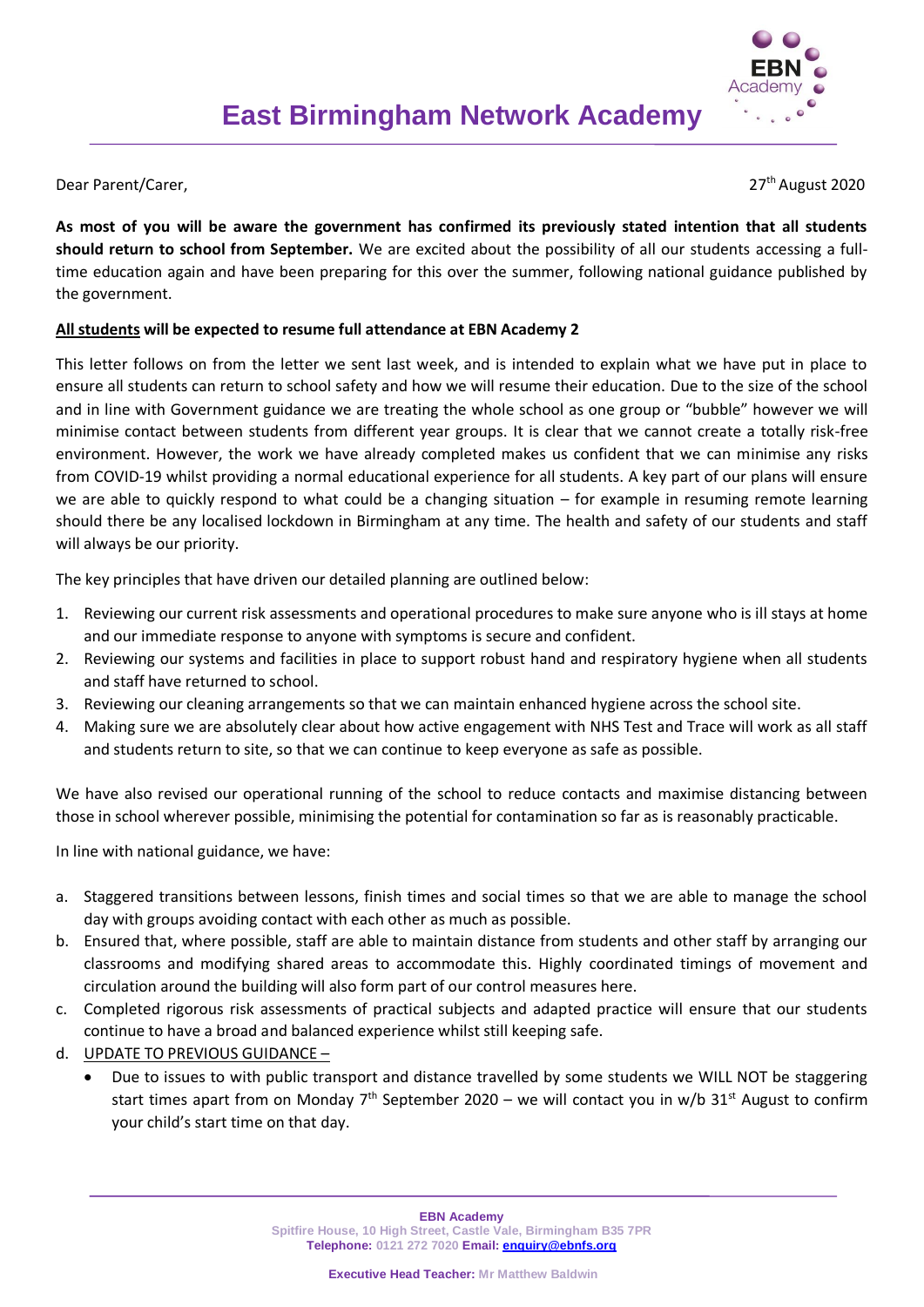# East Birmingham Network Academy

Dear Parent/Carer,

27th August 2020

**As most of you will be aware the government has confirmed its previously stated intention that all students should return to school from September.** We are excited about the possibility of all our students accessing a full-time education again and have been preparing for this over the summer, following national guidance published by the government.

**All students will be expected to resume full attendance at EBN Academy 2**

This letter follows on from the letter we sent last week, and is intended to explain what we have put in place to ensure all students can return to school safety and how we will resume their education. Due to the size of the school and in line with Government guidance we are treating the whole school as one group or "bubble" however we will minimise contact between students from different year groups. It is clear that we cannot create a totally risk-free environment. However, the work we have already completed makes us confident that we can minimise any risks from COVID-19 whilst providing a normal educational experience for all students. A key part of our plans will ensure we are able to quickly respond to what could be a changing situation – for example in resuming remote learning should there be any localised lockdown in Birmingham at any time. The health and safety of our students and staff will always be our priority.

The key principles that have driven our detailed planning are outlined below:

1. Reviewing our current risk assessments and operational procedures to make sure anyone who is ill stays at home and our immediate response to anyone with symptoms is secure and confident.
2. Reviewing our systems and facilities in place to support robust hand and respiratory hygiene when all students and staff have returned to school.
3. Reviewing our cleaning arrangements so that we can maintain enhanced hygiene across the school site.
4. Making sure we are absolutely clear about how active engagement with NHS Test and Trace will work as all staff and students return to site, so that we can continue to keep everyone as safe as possible.

We have also revised our operational running of the school to reduce contacts and maximise distancing between those in school wherever possible, minimising the potential for contamination so far as is reasonably practicable.

In line with national guidance, we have:

a. Staggered transitions between lessons, finish times and social times so that we are able to manage the school day with groups avoiding contact with each other as much as possible.
b. Ensured that, where possible, staff are able to maintain distance from students and other staff by arranging our classrooms and modifying shared areas to accommodate this. Highly coordinated timings of movement and circulation around the building will also form part of our control measures here.
c. Completed rigorous risk assessments of practical subjects and adapted practice will ensure that our students continue to have a broad and balanced experience whilst still keeping safe.
d. UPDATE TO PREVIOUS GUIDANCE –
   - Due to issues to with public transport and distance travelled by some students we WILL NOT be staggering start times apart from on Monday 7th September 2020 – we will contact you in w/b 31st August to confirm your child's start time on that day.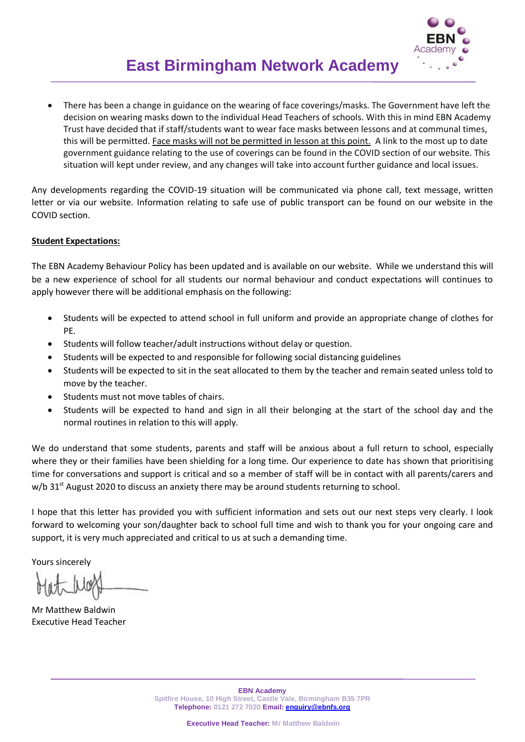- There has been a change in guidance on the wearing of face coverings/masks. The Government have left the decision on wearing masks down to the individual Head Teachers of schools. With this in mind EBN Academy Trust have decided that if staff/students want to wear face masks between lessons and at communal times, this will be permitted. Face masks will not be permitted in lesson at this point. A link to the most up to date government guidance relating to the use of coverings can be found in the COVID section of our website. This situation will kept under review, and any changes will take into account further guidance and local issues.

Any developments regarding the COVID-19 situation will be communicated via phone call, text message, written letter or via our website. Information relating to safe use of public transport can be found on our website in the COVID section.

**Student Expectations:**

The EBN Academy Behaviour Policy has been updated and is available on our website. While we understand this will be a new experience of school for all students our normal behaviour and conduct expectations will continues to apply however there will be additional emphasis on the following:

- Students will be expected to attend school in full uniform and provide an appropriate change of clothes for PE.
- Students will follow teacher/adult instructions without delay or question.
- Students will be expected to and responsible for following social distancing guidelines
- Students will be expected to sit in the seat allocated to them by the teacher and remain seated unless told to move by the teacher.
- Students must not move tables of chairs.
- Students will be expected to hand and sign in all their belonging at the start of the school day and the normal routines in relation to this will apply.

We do understand that some students, parents and staff will be anxious about a full return to school, especially where they or their families have been shielding for a long time. Our experience to date has shown that prioritising time for conversations and support is critical and so a member of staff will be in contact with all parents/carers and w/b 31st August 2020 to discuss an anxiety there may be around students returning to school.

I hope that this letter has provided you with sufficient information and sets out our next steps very clearly. I look forward to welcoming your son/daughter back to school full time and wish to thank you for your ongoing care and support, it is very much appreciated and critical to us at such a demanding time.

Yours sincerely

Mr Matthew Baldwin
Executive Head Teacher